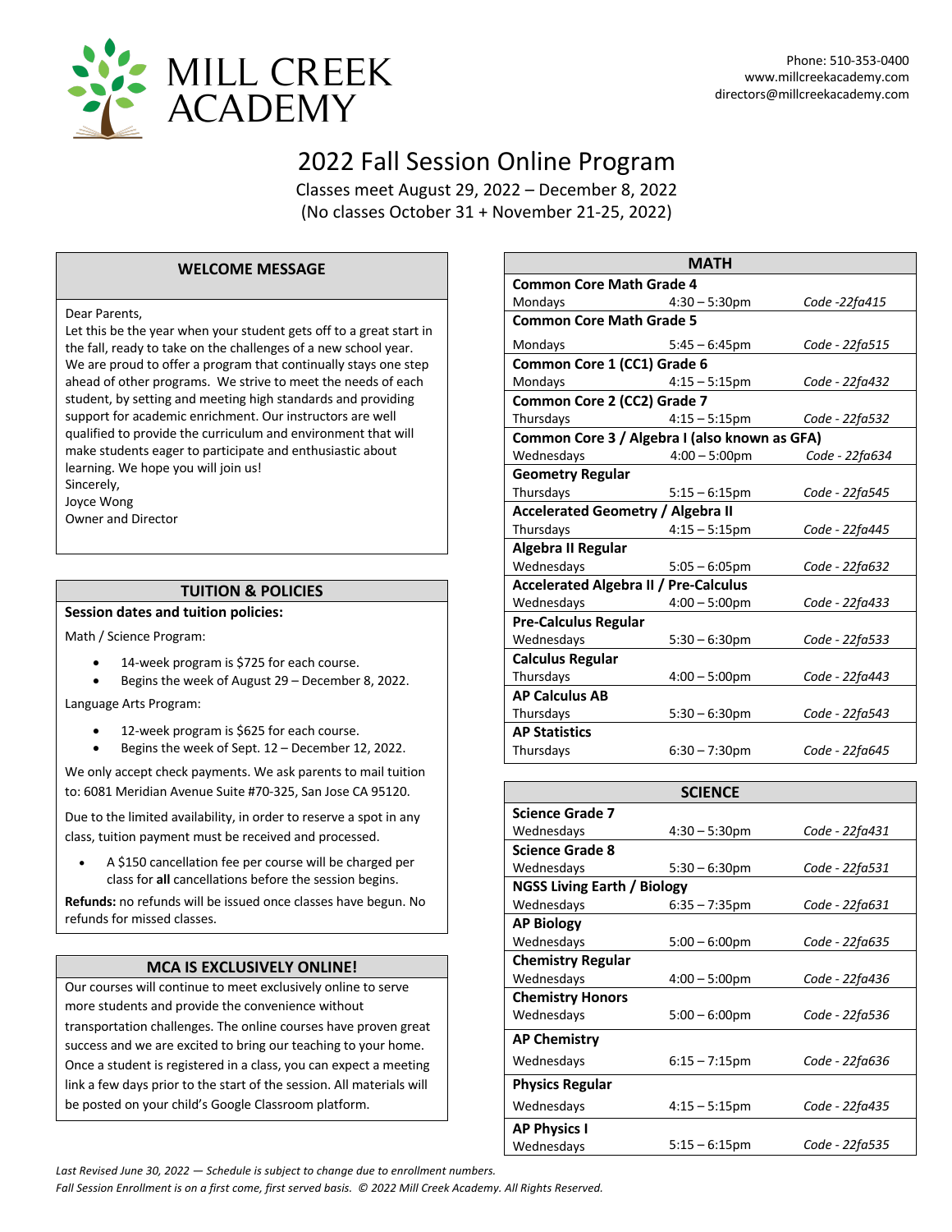# MILL CREEK ACADEMY

Phone: 510-353-0400
www.millcreekacademy.com
directors@millcreekacademy.com

## 2022 Fall Session Online Program

Classes meet August 29, 2022 – December 8, 2022
(No classes October 31 + November 21-25, 2022)

### WELCOME MESSAGE

Dear Parents,
Let this be the year when your student gets off to a great start in the fall, ready to take on the challenges of a new school year. We are proud to offer a program that continually stays one step ahead of other programs. We strive to meet the needs of each student, by setting and meeting high standards and providing support for academic enrichment. Our instructors are well qualified to provide the curriculum and environment that will make students eager to participate and enthusiastic about learning. We hope you will join us!
Sincerely,
Joyce Wong
Owner and Director

### TUITION & POLICIES

**Session dates and tuition policies:**

Math / Science Program:

- 14-week program is $725 for each course.
- Begins the week of August 29 – December 8, 2022.

Language Arts Program:

- 12-week program is $625 for each course.
- Begins the week of Sept. 12 – December 12, 2022.

We only accept check payments. We ask parents to mail tuition to: 6081 Meridian Avenue Suite #70-325, San Jose CA 95120.

Due to the limited availability, in order to reserve a spot in any class, tuition payment must be received and processed.

- A $150 cancellation fee per course will be charged per class for **all** cancellations before the session begins.

**Refunds:** no refunds will be issued once classes have begun. No refunds for missed classes.

### MCA IS EXCLUSIVELY ONLINE!

Our courses will continue to meet exclusively online to serve more students and provide the convenience without transportation challenges. The online courses have proven great success and we are excited to bring our teaching to your home. Once a student is registered in a class, you can expect a meeting link a few days prior to the start of the session. All materials will be posted on your child's Google Classroom platform.

### MATH

| Course | Day | Time | Code |
|---|---|---|---|
| **Common Core Math Grade 4** | Mondays | 4:30 – 5:30pm | *Code -22fa415* |
| **Common Core Math Grade 5** | Mondays | 5:45 – 6:45pm | *Code - 22fa515* |
| **Common Core 1 (CC1) Grade 6** | Mondays | 4:15 – 5:15pm | *Code - 22fa432* |
| **Common Core 2 (CC2) Grade 7** | Thursdays | 4:15 – 5:15pm | *Code - 22fa532* |
| **Common Core 3 / Algebra I (also known as GFA)** | Wednesdays | 4:00 – 5:00pm | *Code - 22fa634* |
| **Geometry Regular** | Thursdays | 5:15 – 6:15pm | *Code - 22fa545* |
| **Accelerated Geometry / Algebra II** | Thursdays | 4:15 – 5:15pm | *Code - 22fa445* |
| **Algebra II Regular** | Wednesdays | 5:05 – 6:05pm | *Code - 22fa632* |
| **Accelerated Algebra II / Pre-Calculus** | Wednesdays | 4:00 – 5:00pm | *Code - 22fa433* |
| **Pre-Calculus Regular** | Wednesdays | 5:30 – 6:30pm | *Code - 22fa533* |
| **Calculus Regular** | Thursdays | 4:00 – 5:00pm | *Code - 22fa443* |
| **AP Calculus AB** | Thursdays | 5:30 – 6:30pm | *Code - 22fa543* |
| **AP Statistics** | Thursdays | 6:30 – 7:30pm | *Code - 22fa645* |

### SCIENCE

| Course | Day | Time | Code |
|---|---|---|---|
| **Science Grade 7** | Wednesdays | 4:30 – 5:30pm | *Code - 22fa431* |
| **Science Grade 8** | Wednesdays | 5:30 – 6:30pm | *Code - 22fa531* |
| **NGSS Living Earth / Biology** | Wednesdays | 6:35 – 7:35pm | *Code - 22fa631* |
| **AP Biology** | Wednesdays | 5:00 – 6:00pm | *Code - 22fa635* |
| **Chemistry Regular** | Wednesdays | 4:00 – 5:00pm | *Code - 22fa436* |
| **Chemistry Honors** | Wednesdays | 5:00 – 6:00pm | *Code - 22fa536* |
| **AP Chemistry** | Wednesdays | 6:15 – 7:15pm | *Code - 22fa636* |
| **Physics Regular** | Wednesdays | 4:15 – 5:15pm | *Code - 22fa435* |
| **AP Physics I** | Wednesdays | 5:15 – 6:15pm | *Code - 22fa535* |

*Last Revised June 30, 2022 — Schedule is subject to change due to enrollment numbers.*
*Fall Session Enrollment is on a first come, first served basis. © 2022 Mill Creek Academy. All Rights Reserved.*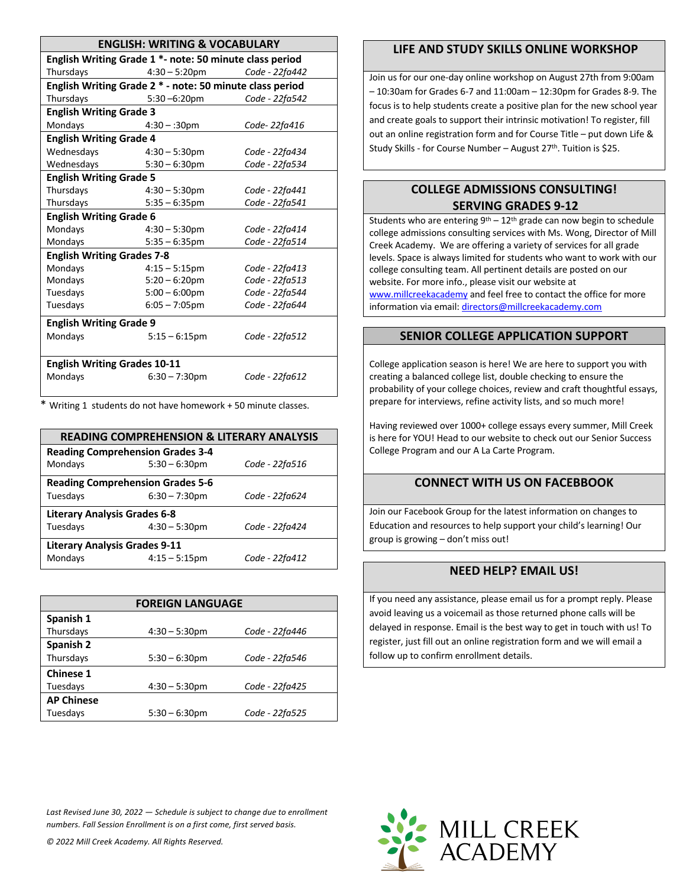| ENGLISH: WRITING & VOCABULARY | | |
|---|---|---|
| **English Writing Grade 1 *- note: 50 minute class period** | | |
| Thursdays | 4:30 – 5:20pm | *Code - 22fa442* |
| **English Writing Grade 2 * - note: 50 minute class period** | | |
| Thursdays | 5:30 –6:20pm | *Code - 22fa542* |
| **English Writing Grade 3** | | |
| Mondays | 4:30 – :30pm | *Code- 22fa416* |
| **English Writing Grade 4** | | |
| Wednesdays | 4:30 – 5:30pm | *Code - 22fa434* |
| Wednesdays | 5:30 – 6:30pm | *Code - 22fa534* |
| **English Writing Grade 5** | | |
| Thursdays | 4:30 – 5:30pm | *Code - 22fa441* |
| Thursdays | 5:35 – 6:35pm | *Code - 22fa541* |
| **English Writing Grade 6** | | |
| Mondays | 4:30 – 5:30pm | *Code - 22fa414* |
| Mondays | 5:35 – 6:35pm | *Code - 22fa514* |
| **English Writing Grades 7-8** | | |
| Mondays | 4:15 – 5:15pm | *Code - 22fa413* |
| Mondays | 5:20 – 6:20pm | *Code - 22fa513* |
| Tuesdays | 5:00 – 6:00pm | *Code - 22fa544* |
| Tuesdays | 6:05 – 7:05pm | *Code - 22fa644* |
| **English Writing Grade 9** | | |
| Mondays | 5:15 – 6:15pm | *Code - 22fa512* |
| **English Writing Grades 10-11** | | |
| Mondays | 6:30 – 7:30pm | *Code - 22fa612* |

\* Writing 1 students do not have homework + 50 minute classes.

| READING COMPREHENSION & LITERARY ANALYSIS | | |
|---|---|---|
| **Reading Comprehension Grades 3-4** | | |
| Mondays | 5:30 – 6:30pm | *Code - 22fa516* |
| **Reading Comprehension Grades 5-6** | | |
| Tuesdays | 6:30 – 7:30pm | *Code - 22fa624* |
| **Literary Analysis Grades 6-8** | | |
| Tuesdays | 4:30 – 5:30pm | *Code - 22fa424* |
| **Literary Analysis Grades 9-11** | | |
| Mondays | 4:15 – 5:15pm | *Code - 22fa412* |

| FOREIGN LANGUAGE | | |
|---|---|---|
| **Spanish 1** | | |
| Thursdays | 4:30 – 5:30pm | *Code - 22fa446* |
| **Spanish 2** | | |
| Thursdays | 5:30 – 6:30pm | *Code - 22fa546* |
| **Chinese 1** | | |
| Tuesdays | 4:30 – 5:30pm | *Code - 22fa425* |
| **AP Chinese** | | |
| Tuesdays | 5:30 – 6:30pm | *Code - 22fa525* |

## LIFE AND STUDY SKILLS ONLINE WORKSHOP

Join us for our one-day online workshop on August 27th from 9:00am – 10:30am for Grades 6-7 and 11:00am – 12:30pm for Grades 8-9. The focus is to help students create a positive plan for the new school year and create goals to support their intrinsic motivation! To register, fill out an online registration form and for Course Title – put down Life & Study Skills - for Course Number – August 27th. Tuition is $25.

## COLLEGE ADMISSIONS CONSULTING! SERVING GRADES 9-12

Students who are entering 9th – 12th grade can now begin to schedule college admissions consulting services with Ms. Wong, Director of Mill Creek Academy. We are offering a variety of services for all grade levels. Space is always limited for students who want to work with our college consulting team. All pertinent details are posted on our website. For more info., please visit our website at www.millcreekacademy and feel free to contact the office for more information via email: directors@millcreekacademy.com

## SENIOR COLLEGE APPLICATION SUPPORT

College application season is here! We are here to support you with creating a balanced college list, double checking to ensure the probability of your college choices, review and craft thoughtful essays, prepare for interviews, refine activity lists, and so much more!

Having reviewed over 1000+ college essays every summer, Mill Creek is here for YOU! Head to our website to check out our Senior Success College Program and our A La Carte Program.

## CONNECT WITH US ON FACEBBOOK

Join our Facebook Group for the latest information on changes to Education and resources to help support your child's learning! Our group is growing – don't miss out!

## NEED HELP? EMAIL US!

If you need any assistance, please email us for a prompt reply. Please avoid leaving us a voicemail as those returned phone calls will be delayed in response. Email is the best way to get in touch with us! To register, just fill out an online registration form and we will email a follow up to confirm enrollment details.

*Last Revised June 30, 2022 — Schedule is subject to change due to enrollment numbers. Fall Session Enrollment is on a first come, first served basis.*

*© 2022 Mill Creek Academy. All Rights Reserved.*

MILL CREEK ACADEMY